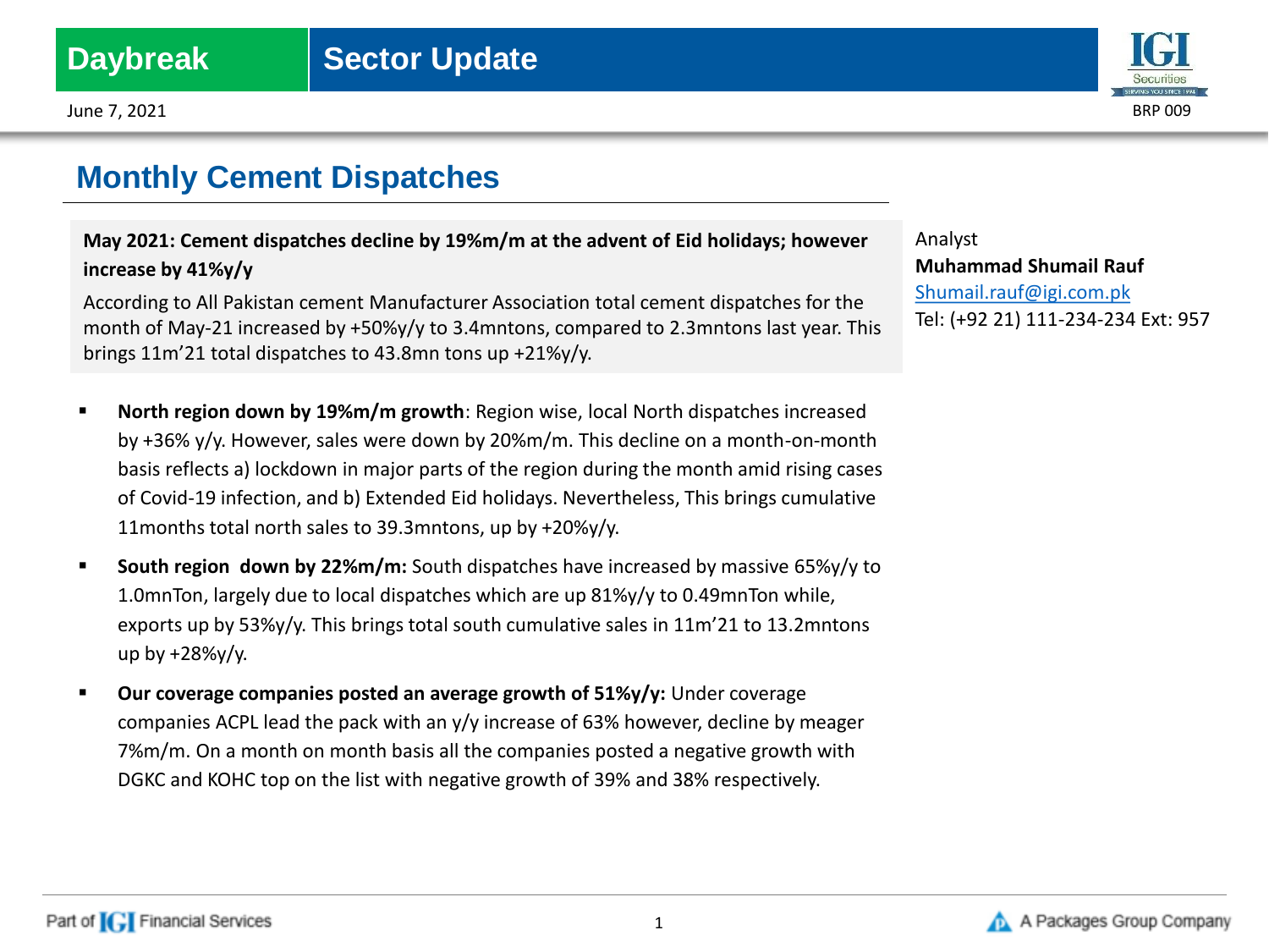Daybreak | Sector Update

June 7, 2021

BRP 009

# Monthly Cement Dispatches

**May 2021: Cement dispatches decline by 19%m/m at the advent of Eid holidays; however increase by 41%y/y**

According to All Pakistan cement Manufacturer Association total cement dispatches for the month of May-21 increased by +50%y/y to 3.4mntons, compared to 2.3mntons last year. This brings 11m'21 total dispatches to 43.8mn tons up +21%y/y.

Analyst
**Muhammad Shumail Rauf**
Shumail.rauf@igi.com.pk
Tel: (+92 21) 111-234-234 Ext: 957

- **North region down by 19%m/m growth**: Region wise, local North dispatches increased by +36% y/y. However, sales were down by 20%m/m. This decline on a month-on-month basis reflects a) lockdown in major parts of the region during the month amid rising cases of Covid-19 infection, and b) Extended Eid holidays. Nevertheless, This brings cumulative 11months total north sales to 39.3mntons, up by +20%y/y.
- **South region down by 22%m/m:** South dispatches have increased by massive 65%y/y to 1.0mnTon, largely due to local dispatches which are up 81%y/y to 0.49mnTon while, exports up by 53%y/y. This brings total south cumulative sales in 11m'21 to 13.2mntons up by +28%y/y.
- **Our coverage companies posted an average growth of 51%y/y:** Under coverage companies ACPL lead the pack with an y/y increase of 63% however, decline by meager 7%m/m. On a month on month basis all the companies posted a negative growth with DGKC and KOHC top on the list with negative growth of 39% and 38% respectively.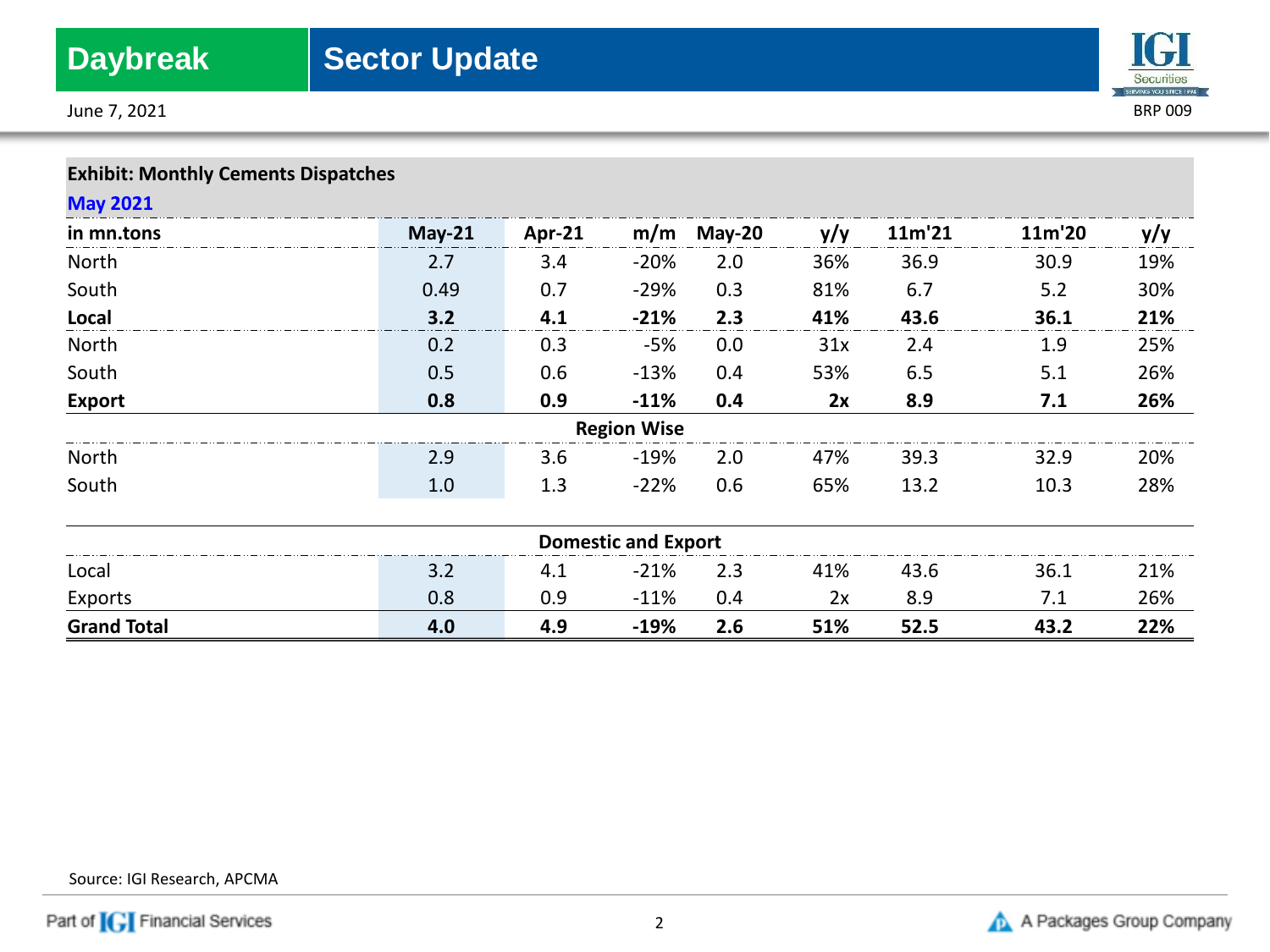**Exhibit: Monthly Cements Dispatches**

**May 2021**

| in mn.tons | May-21 | Apr-21 | m/m | May-20 | y/y | 11m'21 | 11m'20 | y/y |
|---|---|---|---|---|---|---|---|---|
| North | 2.7 | 3.4 | -20% | 2.0 | 36% | 36.9 | 30.9 | 19% |
| South | 0.49 | 0.7 | -29% | 0.3 | 81% | 6.7 | 5.2 | 30% |
| **Local** | **3.2** | **4.1** | **-21%** | **2.3** | **41%** | **43.6** | **36.1** | **21%** |
| North | 0.2 | 0.3 | -5% | 0.0 | 31x | 2.4 | 1.9 | 25% |
| South | 0.5 | 0.6 | -13% | 0.4 | 53% | 6.5 | 5.1 | 26% |
| **Export** | **0.8** | **0.9** | **-11%** | **0.4** | **2x** | **8.9** | **7.1** | **26%** |
| **Region Wise** | | | | | | | | |
| North | 2.9 | 3.6 | -19% | 2.0 | 47% | 39.3 | 32.9 | 20% |
| South | 1.0 | 1.3 | -22% | 0.6 | 65% | 13.2 | 10.3 | 28% |
| **Domestic and Export** | | | | | | | | |
| Local | 3.2 | 4.1 | -21% | 2.3 | 41% | 43.6 | 36.1 | 21% |
| Exports | 0.8 | 0.9 | -11% | 0.4 | 2x | 8.9 | 7.1 | 26% |
| **Grand Total** | **4.0** | **4.9** | **-19%** | **2.6** | **51%** | **52.5** | **43.2** | **22%** |

Source: IGI Research, APCMA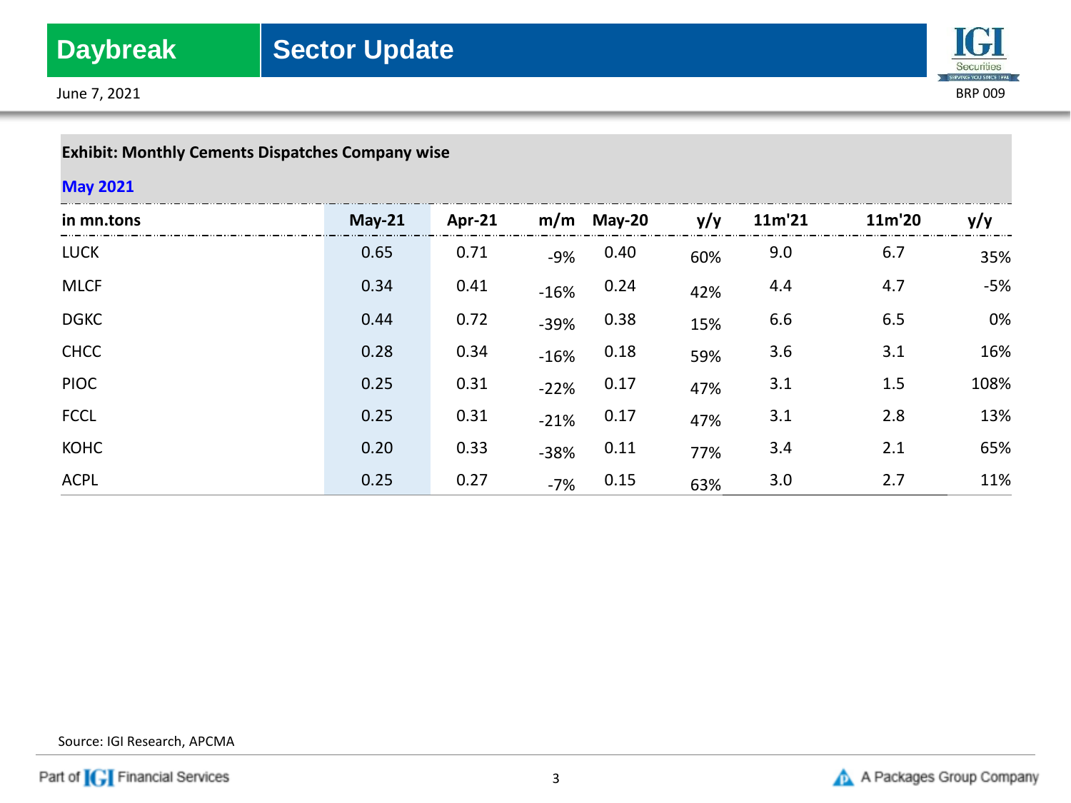**Exhibit: Monthly Cements Dispatches Company wise**

**May 2021**

| in mn.tons | May-21 | Apr-21 | m/m | May-20 | y/y | 11m'21 | 11m'20 | y/y |
|---|---|---|---|---|---|---|---|---|
| LUCK | 0.65 | 0.71 | -9% | 0.40 | 60% | 9.0 | 6.7 | 35% |
| MLCF | 0.34 | 0.41 | -16% | 0.24 | 42% | 4.4 | 4.7 | -5% |
| DGKC | 0.44 | 0.72 | -39% | 0.38 | 15% | 6.6 | 6.5 | 0% |
| CHCC | 0.28 | 0.34 | -16% | 0.18 | 59% | 3.6 | 3.1 | 16% |
| PIOC | 0.25 | 0.31 | -22% | 0.17 | 47% | 3.1 | 1.5 | 108% |
| FCCL | 0.25 | 0.31 | -21% | 0.17 | 47% | 3.1 | 2.8 | 13% |
| KOHC | 0.20 | 0.33 | -38% | 0.11 | 77% | 3.4 | 2.1 | 65% |
| ACPL | 0.25 | 0.27 | -7% | 0.15 | 63% | 3.0 | 2.7 | 11% |

Source: IGI Research, APCMA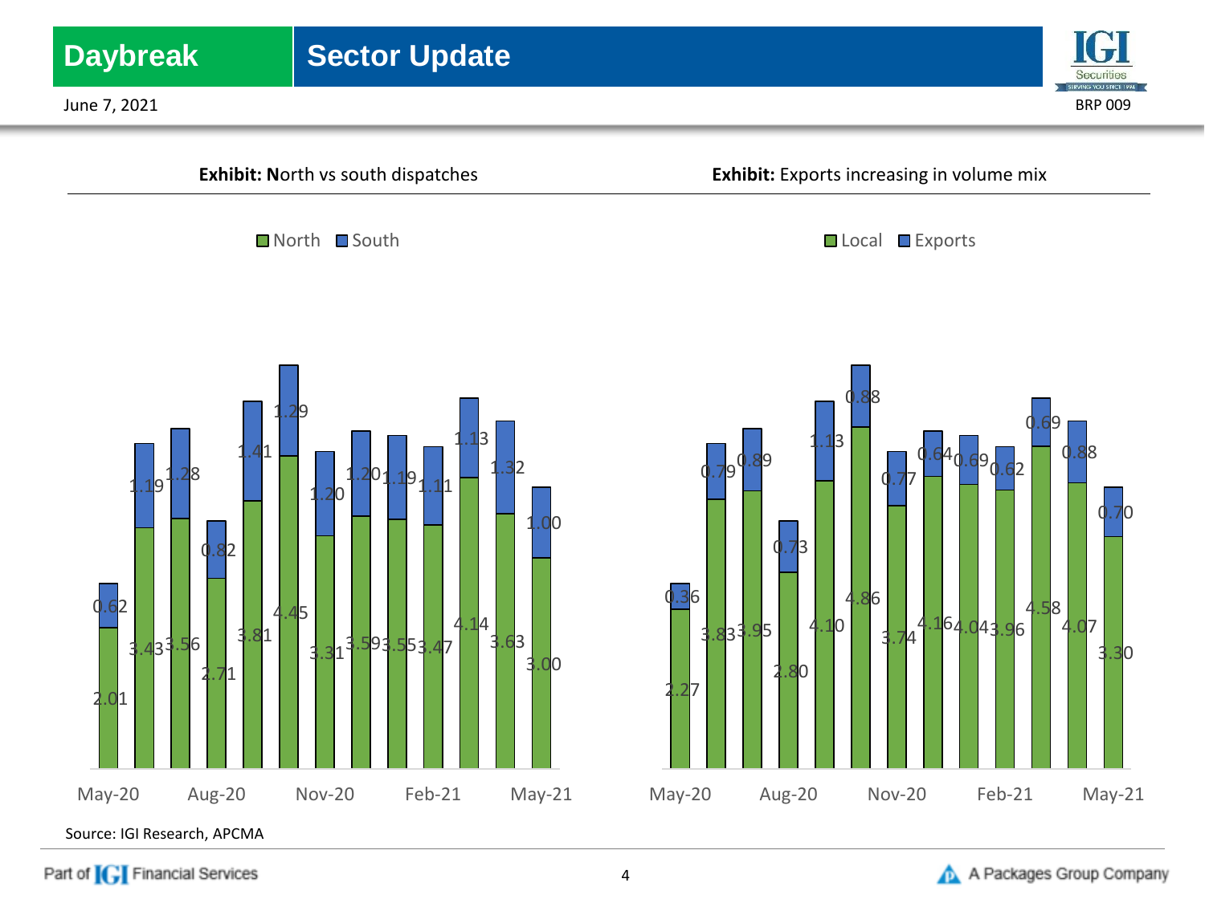**Exhibit:** North vs south dispatches

| Month | North | South |
|---|---|---|
| May-20 | 2.01 | 0.62 |
| Jun-20 | 3.43 | 1.19 |
| Jul-20 | 3.56 | 1.28 |
| Aug-20 | 2.71 | 0.82 |
| Sep-20 | 3.81 | 1.41 |
| Oct-20 | 4.45 | 1.29 |
| Nov-20 | 3.31 | 1.20 |
| Dec-20 | 3.59 | 1.20 |
| Jan-21 | 3.55 | 1.19 |
| Feb-21 | 3.47 | 1.11 |
| Mar-21 | 4.14 | 1.13 |
| Apr-21 | 3.63 | 1.32 |
| May-21 | 3.00 | 1.00 |

**Exhibit:** Exports increasing in volume mix

| Month | Local | Exports |
|---|---|---|
| May-20 | 2.27 | 0.36 |
| Jun-20 | 3.83 | 0.79 |
| Jul-20 | 3.95 | 0.89 |
| Aug-20 | 2.80 | 0.73 |
| Sep-20 | 4.10 | 1.13 |
| Oct-20 | 4.86 | 0.88 |
| Nov-20 | 3.74 | 0.77 |
| Dec-20 | 4.16 | 0.64 |
| Jan-21 | 4.04 | 0.69 |
| Feb-21 | 3.96 | 0.62 |
| Mar-21 | 4.58 | 0.69 |
| Apr-21 | 4.07 | 0.88 |
| May-21 | 3.30 | 0.70 |

Source: IGI Research, APCMA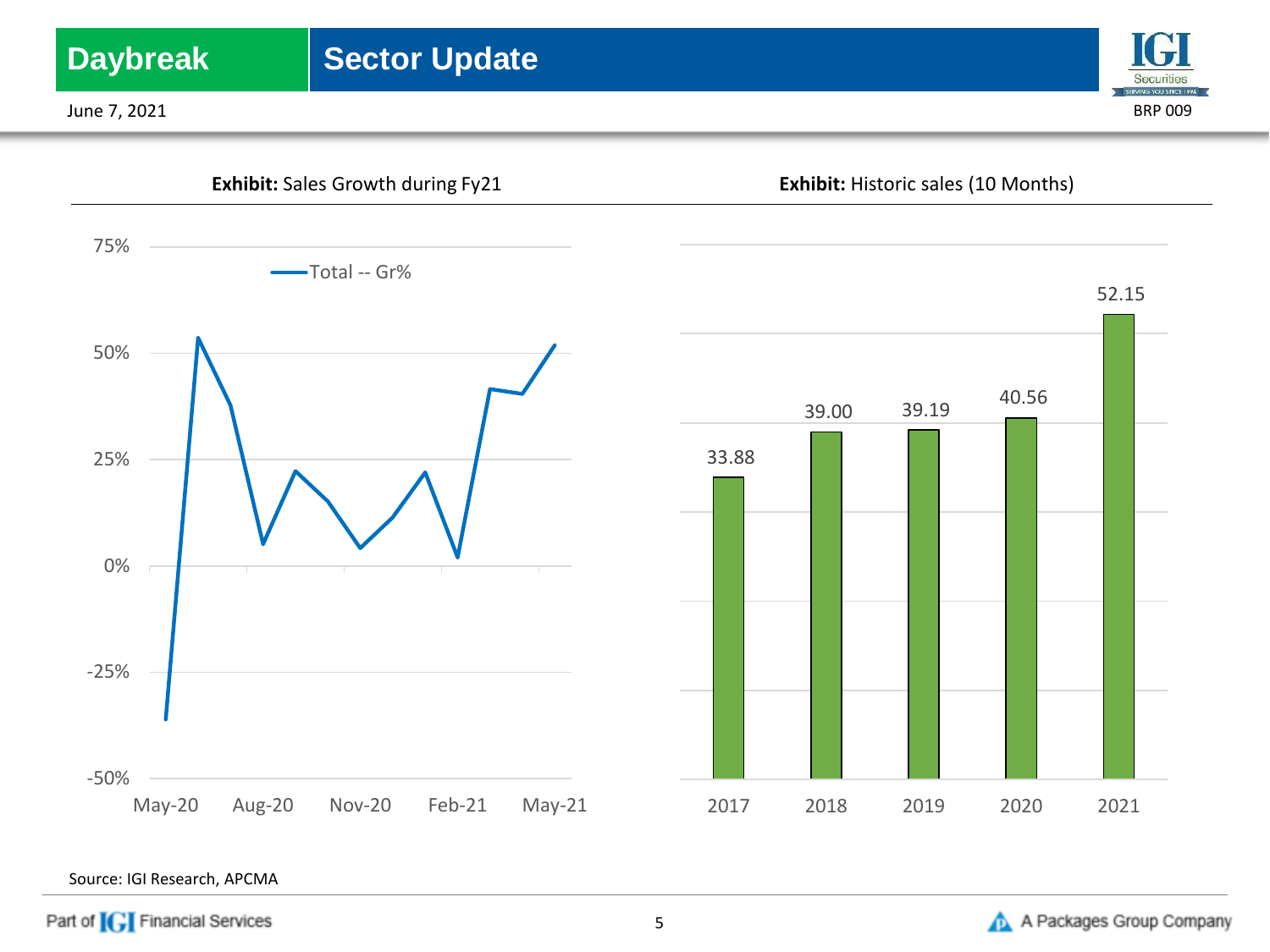**Exhibit:** Sales Growth during Fy21

**Exhibit:** Historic sales (10 Months)

| Year | Sales |
| --- | --- |
| 2017 | 33.88 |
| 2018 | 39.00 |
| 2019 | 39.19 |
| 2020 | 40.56 |
| 2021 | 52.15 |

Source: IGI Research, APCMA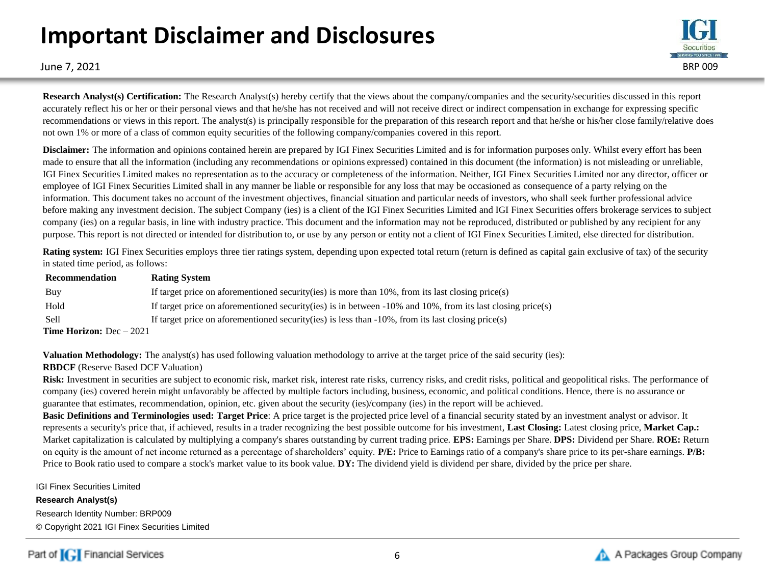# Important Disclaimer and Disclosures

June 7, 2021

**Research Analyst(s) Certification:** The Research Analyst(s) hereby certify that the views about the company/companies and the security/securities discussed in this report accurately reflect his or her or their personal views and that he/she has not received and will not receive direct or indirect compensation in exchange for expressing specific recommendations or views in this report. The analyst(s) is principally responsible for the preparation of this research report and that he/she or his/her close family/relative does not own 1% or more of a class of common equity securities of the following company/companies covered in this report.

**Disclaimer:** The information and opinions contained herein are prepared by IGI Finex Securities Limited and is for information purposes only. Whilst every effort has been made to ensure that all the information (including any recommendations or opinions expressed) contained in this document (the information) is not misleading or unreliable, IGI Finex Securities Limited makes no representation as to the accuracy or completeness of the information. Neither, IGI Finex Securities Limited nor any director, officer or employee of IGI Finex Securities Limited shall in any manner be liable or responsible for any loss that may be occasioned as consequence of a party relying on the information. This document takes no account of the investment objectives, financial situation and particular needs of investors, who shall seek further professional advice before making any investment decision. The subject Company (ies) is a client of the IGI Finex Securities Limited and IGI Finex Securities offers brokerage services to subject company (ies) on a regular basis, in line with industry practice. This document and the information may not be reproduced, distributed or published by any recipient for any purpose. This report is not directed or intended for distribution to, or use by any person or entity not a client of IGI Finex Securities Limited, else directed for distribution.

**Rating system:** IGI Finex Securities employs three tier ratings system, depending upon expected total return (return is defined as capital gain exclusive of tax) of the security in stated time period, as follows:

| Recommendation | Rating System |
|---|---|
| Buy | If target price on aforementioned security(ies) is more than 10%, from its last closing price(s) |
| Hold | If target price on aforementioned security(ies) is in between -10% and 10%, from its last closing price(s) |
| Sell | If target price on aforementioned security(ies) is less than -10%, from its last closing price(s) |

**Time Horizon:** Dec – 2021

**Valuation Methodology:** The analyst(s) has used following valuation methodology to arrive at the target price of the said security (ies):
**RBDCF** (Reserve Based DCF Valuation)

**Risk:** Investment in securities are subject to economic risk, market risk, interest rate risks, currency risks, and credit risks, political and geopolitical risks. The performance of company (ies) covered herein might unfavorably be affected by multiple factors including, business, economic, and political conditions. Hence, there is no assurance or guarantee that estimates, recommendation, opinion, etc. given about the security (ies)/company (ies) in the report will be achieved.

**Basic Definitions and Terminologies used: Target Price**: A price target is the projected price level of a financial security stated by an investment analyst or advisor. It represents a security's price that, if achieved, results in a trader recognizing the best possible outcome for his investment, **Last Closing:** Latest closing price, **Market Cap.:** Market capitalization is calculated by multiplying a company's shares outstanding by current trading price. **EPS:** Earnings per Share. **DPS:** Dividend per Share. **ROE:** Return on equity is the amount of net income returned as a percentage of shareholders' equity. **P/E:** Price to Earnings ratio of a company's share price to its per-share earnings. **P/B:** Price to Book ratio used to compare a stock's market value to its book value. **DY:** The dividend yield is dividend per share, divided by the price per share.

IGI Finex Securities Limited
**Research Analyst(s)**
Research Identity Number: BRP009
© Copyright 2021 IGI Finex Securities Limited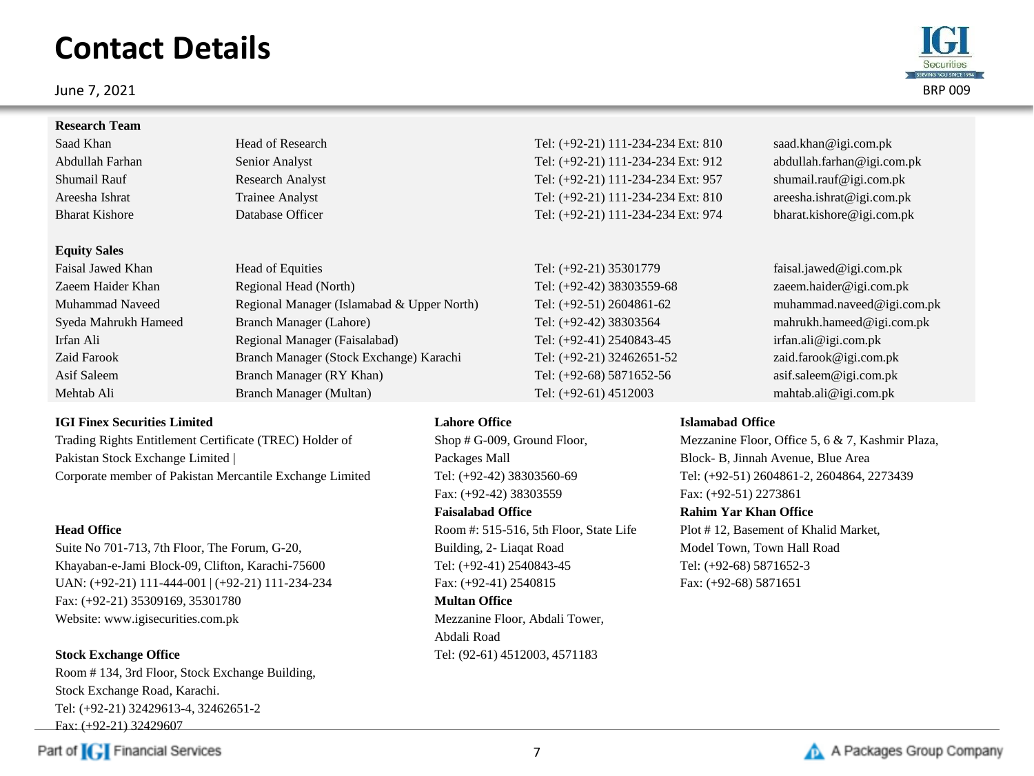# Contact Details

June 7, 2021

BRP 009

| | | | |
|---|---|---|---|
| **Research Team** | | | |
| Saad Khan | Head of Research | Tel: (+92-21) 111-234-234 Ext: 810 | saad.khan@igi.com.pk |
| Abdullah Farhan | Senior Analyst | Tel: (+92-21) 111-234-234 Ext: 912 | abdullah.farhan@igi.com.pk |
| Shumail Rauf | Research Analyst | Tel: (+92-21) 111-234-234 Ext: 957 | shumail.rauf@igi.com.pk |
| Areesha Ishrat | Trainee Analyst | Tel: (+92-21) 111-234-234 Ext: 810 | areesha.ishrat@igi.com.pk |
| Bharat Kishore | Database Officer | Tel: (+92-21) 111-234-234 Ext: 974 | bharat.kishore@igi.com.pk |
| **Equity Sales** | | | |
| Faisal Jawed Khan | Head of Equities | Tel: (+92-21) 35301779 | faisal.jawed@igi.com.pk |
| Zaeem Haider Khan | Regional Head (North) | Tel: (+92-42) 38303559-68 | zaeem.haider@igi.com.pk |
| Muhammad Naveed | Regional Manager (Islamabad & Upper North) | Tel: (+92-51) 2604861-62 | muhammad.naveed@igi.com.pk |
| Syeda Mahrukh Hameed | Branch Manager (Lahore) | Tel: (+92-42) 38303564 | mahrukh.hameed@igi.com.pk |
| Irfan Ali | Regional Manager (Faisalabad) | Tel: (+92-41) 2540843-45 | irfan.ali@igi.com.pk |
| Zaid Farook | Branch Manager (Stock Exchange) Karachi | Tel: (+92-21) 32462651-52 | zaid.farook@igi.com.pk |
| Asif Saleem | Branch Manager (RY Khan) | Tel: (+92-68) 5871652-56 | asif.saleem@igi.com.pk |
| Mehtab Ali | Branch Manager (Multan) | Tel: (+92-61) 4512003 | mahtab.ali@igi.com.pk |

**IGI Finex Securities Limited**
Trading Rights Entitlement Certificate (TREC) Holder of Pakistan Stock Exchange Limited |
Corporate member of Pakistan Mercantile Exchange Limited

**Head Office**
Suite No 701-713, 7th Floor, The Forum, G-20,
Khayaban-e-Jami Block-09, Clifton, Karachi-75600
UAN: (+92-21) 111-444-001 | (+92-21) 111-234-234
Fax: (+92-21) 35309169, 35301780
Website: www.igisecurities.com.pk

**Stock Exchange Office**
Room # 134, 3rd Floor, Stock Exchange Building,
Stock Exchange Road, Karachi.
Tel: (+92-21) 32429613-4, 32462651-2
Fax: (+92-21) 32429607

**Lahore Office**
Shop # G-009, Ground Floor,
Packages Mall
Tel: (+92-42) 38303560-69
Fax: (+92-42) 38303559

**Faisalabad Office**
Room #: 515-516, 5th Floor, State Life
Building, 2- Liaqat Road
Tel: (+92-41) 2540843-45
Fax: (+92-41) 2540815

**Multan Office**
Mezzanine Floor, Abdali Tower,
Abdali Road
Tel: (92-61) 4512003, 4571183

**Islamabad Office**
Mezzanine Floor, Office 5, 6 & 7, Kashmir Plaza,
Block- B, Jinnah Avenue, Blue Area
Tel: (+92-51) 2604861-2, 2604864, 2273439
Fax: (+92-51) 2273861

**Rahim Yar Khan Office**
Plot # 12, Basement of Khalid Market,
Model Town, Town Hall Road
Tel: (+92-68) 5871652-3
Fax: (+92-68) 5871651

Part of IGI Financial Services

A Packages Group Company